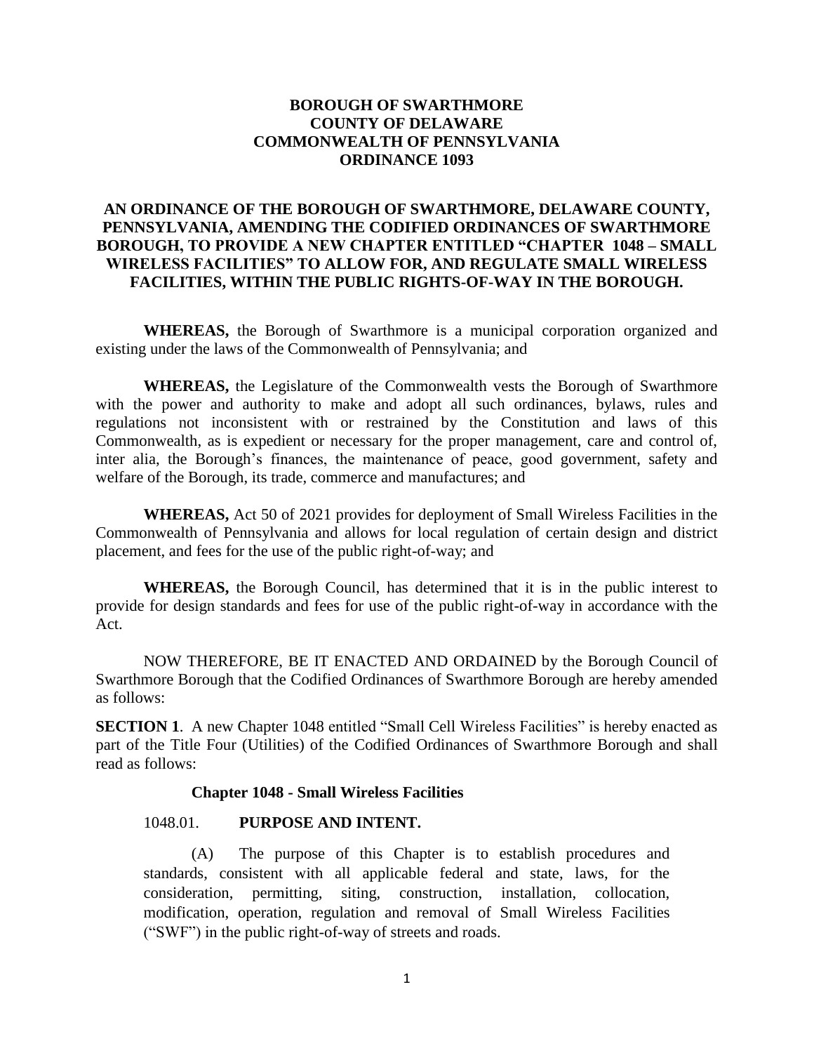# BOROUGH OF SWARTHMORE
# COUNTY OF DELAWARE
# COMMONWEALTH OF PENNSYLVANIA
# ORDINANCE 1093

## AN ORDINANCE OF THE BOROUGH OF SWARTHMORE, DELAWARE COUNTY, PENNSYLVANIA, AMENDING THE CODIFIED ORDINANCES OF SWARTHMORE BOROUGH, TO PROVIDE A NEW CHAPTER ENTITLED "CHAPTER 1048 – SMALL WIRELESS FACILITIES" TO ALLOW FOR, AND REGULATE SMALL WIRELESS FACILITIES, WITHIN THE PUBLIC RIGHTS-OF-WAY IN THE BOROUGH.

**WHEREAS,** the Borough of Swarthmore is a municipal corporation organized and existing under the laws of the Commonwealth of Pennsylvania; and

**WHEREAS,** the Legislature of the Commonwealth vests the Borough of Swarthmore with the power and authority to make and adopt all such ordinances, bylaws, rules and regulations not inconsistent with or restrained by the Constitution and laws of this Commonwealth, as is expedient or necessary for the proper management, care and control of, inter alia, the Borough's finances, the maintenance of peace, good government, safety and welfare of the Borough, its trade, commerce and manufactures; and

**WHEREAS,** Act 50 of 2021 provides for deployment of Small Wireless Facilities in the Commonwealth of Pennsylvania and allows for local regulation of certain design and district placement, and fees for the use of the public right-of-way; and

**WHEREAS,** the Borough Council, has determined that it is in the public interest to provide for design standards and fees for use of the public right-of-way in accordance with the Act.

NOW THEREFORE, BE IT ENACTED AND ORDAINED by the Borough Council of Swarthmore Borough that the Codified Ordinances of Swarthmore Borough are hereby amended as follows:

**SECTION 1**. A new Chapter 1048 entitled "Small Cell Wireless Facilities" is hereby enacted as part of the Title Four (Utilities) of the Codified Ordinances of Swarthmore Borough and shall read as follows:

### Chapter 1048 - Small Wireless Facilities

1048.01. **PURPOSE AND INTENT.**

(A) The purpose of this Chapter is to establish procedures and standards, consistent with all applicable federal and state, laws, for the consideration, permitting, siting, construction, installation, collocation, modification, operation, regulation and removal of Small Wireless Facilities ("SWF") in the public right-of-way of streets and roads.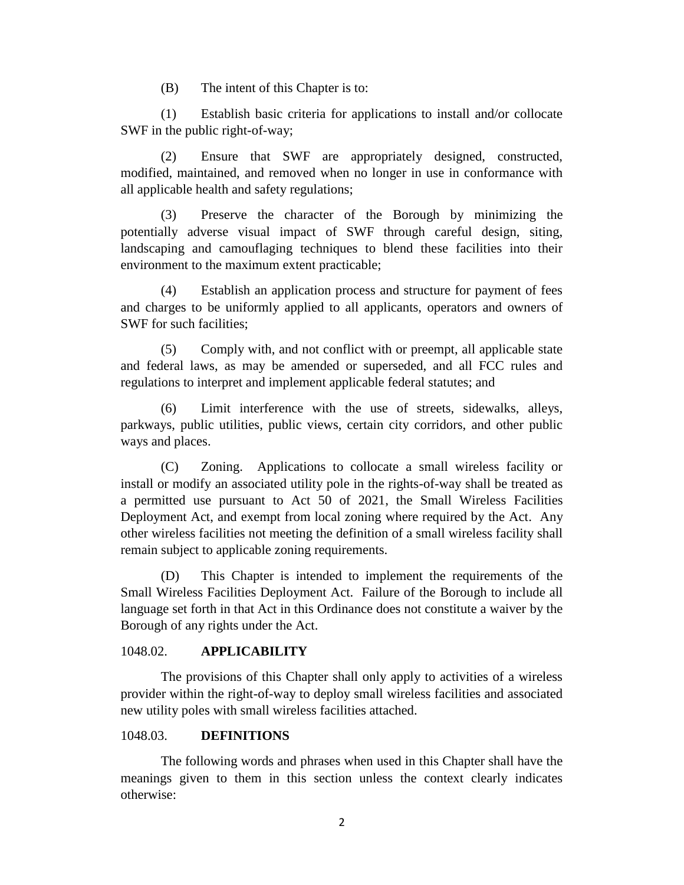(B) The intent of this Chapter is to:

(1) Establish basic criteria for applications to install and/or collocate SWF in the public right-of-way;

(2) Ensure that SWF are appropriately designed, constructed, modified, maintained, and removed when no longer in use in conformance with all applicable health and safety regulations;

(3) Preserve the character of the Borough by minimizing the potentially adverse visual impact of SWF through careful design, siting, landscaping and camouflaging techniques to blend these facilities into their environment to the maximum extent practicable;

(4) Establish an application process and structure for payment of fees and charges to be uniformly applied to all applicants, operators and owners of SWF for such facilities;

(5) Comply with, and not conflict with or preempt, all applicable state and federal laws, as may be amended or superseded, and all FCC rules and regulations to interpret and implement applicable federal statutes; and

(6) Limit interference with the use of streets, sidewalks, alleys, parkways, public utilities, public views, certain city corridors, and other public ways and places.

(C) Zoning. Applications to collocate a small wireless facility or install or modify an associated utility pole in the rights-of-way shall be treated as a permitted use pursuant to Act 50 of 2021, the Small Wireless Facilities Deployment Act, and exempt from local zoning where required by the Act. Any other wireless facilities not meeting the definition of a small wireless facility shall remain subject to applicable zoning requirements.

(D) This Chapter is intended to implement the requirements of the Small Wireless Facilities Deployment Act. Failure of the Borough to include all language set forth in that Act in this Ordinance does not constitute a waiver by the Borough of any rights under the Act.

## 1048.02. **APPLICABILITY**

The provisions of this Chapter shall only apply to activities of a wireless provider within the right-of-way to deploy small wireless facilities and associated new utility poles with small wireless facilities attached.

## 1048.03. **DEFINITIONS**

The following words and phrases when used in this Chapter shall have the meanings given to them in this section unless the context clearly indicates otherwise: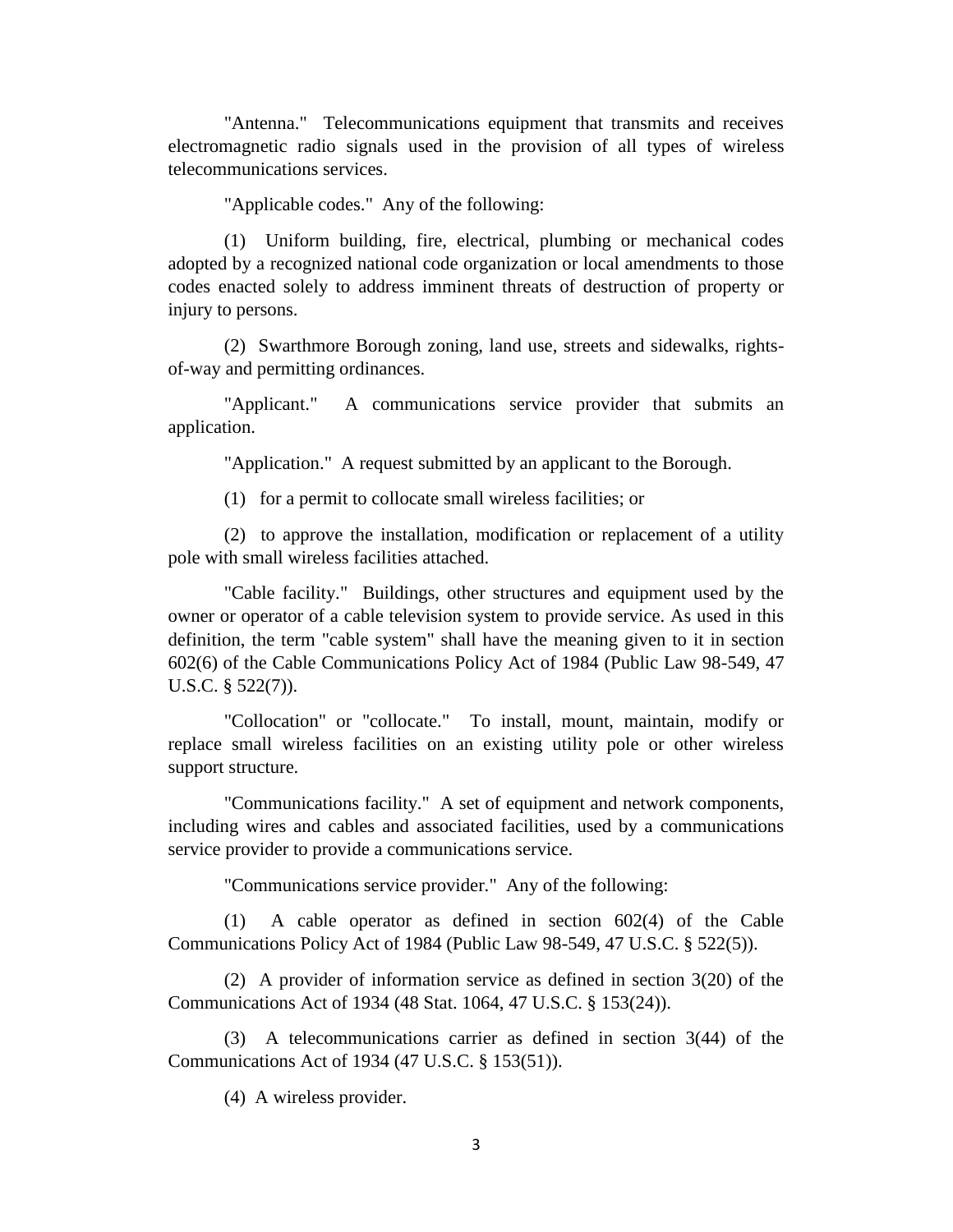"Antenna." Telecommunications equipment that transmits and receives electromagnetic radio signals used in the provision of all types of wireless telecommunications services.

"Applicable codes." Any of the following:

(1) Uniform building, fire, electrical, plumbing or mechanical codes adopted by a recognized national code organization or local amendments to those codes enacted solely to address imminent threats of destruction of property or injury to persons.

(2) Swarthmore Borough zoning, land use, streets and sidewalks, rights-of-way and permitting ordinances.

"Applicant." A communications service provider that submits an application.

"Application." A request submitted by an applicant to the Borough.

(1) for a permit to collocate small wireless facilities; or

(2) to approve the installation, modification or replacement of a utility pole with small wireless facilities attached.

"Cable facility." Buildings, other structures and equipment used by the owner or operator of a cable television system to provide service. As used in this definition, the term "cable system" shall have the meaning given to it in section 602(6) of the Cable Communications Policy Act of 1984 (Public Law 98-549, 47 U.S.C. § 522(7)).

"Collocation" or "collocate." To install, mount, maintain, modify or replace small wireless facilities on an existing utility pole or other wireless support structure.

"Communications facility." A set of equipment and network components, including wires and cables and associated facilities, used by a communications service provider to provide a communications service.

"Communications service provider." Any of the following:

(1) A cable operator as defined in section 602(4) of the Cable Communications Policy Act of 1984 (Public Law 98-549, 47 U.S.C. § 522(5)).

(2) A provider of information service as defined in section 3(20) of the Communications Act of 1934 (48 Stat. 1064, 47 U.S.C. § 153(24)).

(3) A telecommunications carrier as defined in section 3(44) of the Communications Act of 1934 (47 U.S.C. § 153(51)).

(4) A wireless provider.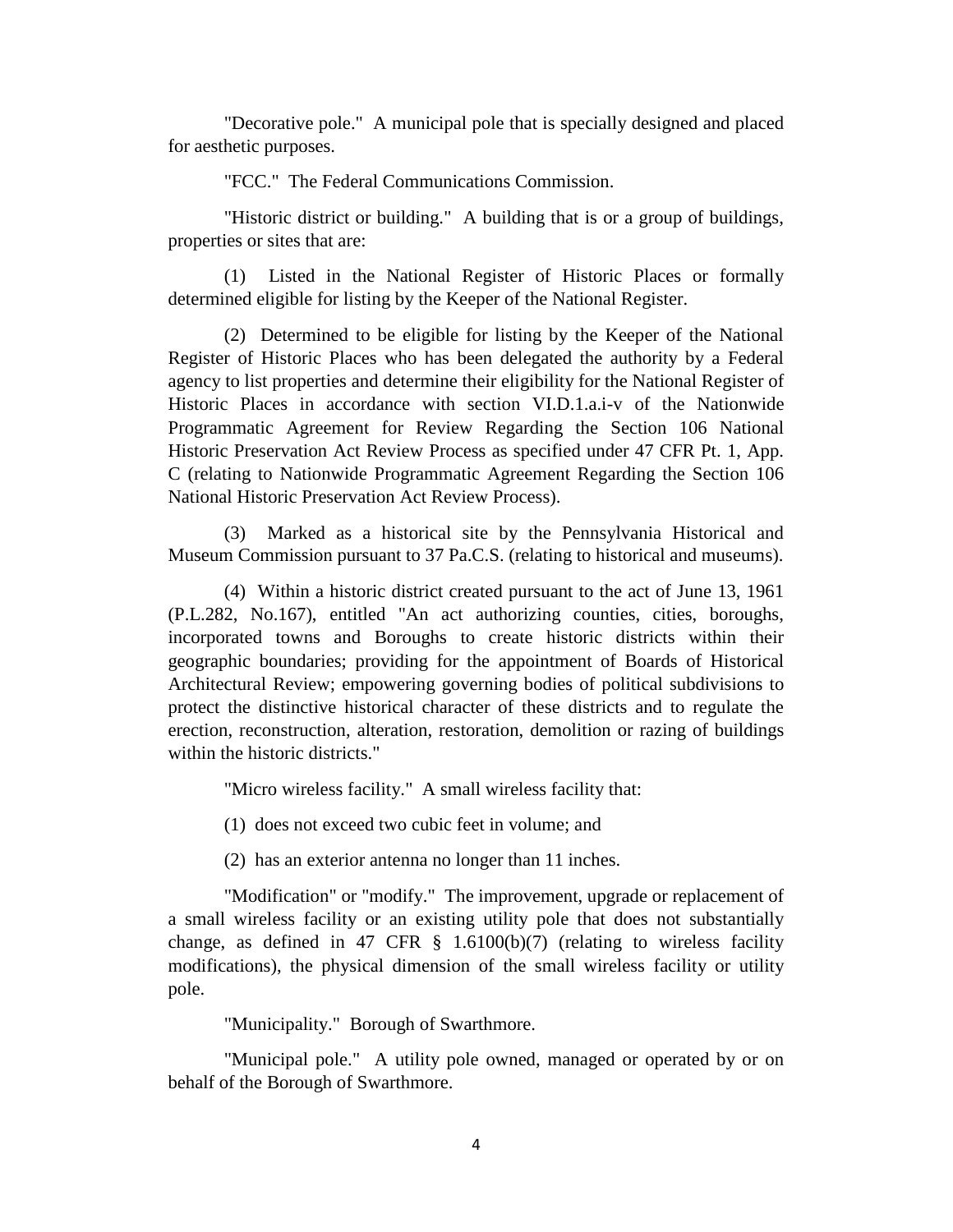"Decorative pole." A municipal pole that is specially designed and placed for aesthetic purposes.

"FCC." The Federal Communications Commission.

"Historic district or building." A building that is or a group of buildings, properties or sites that are:

(1) Listed in the National Register of Historic Places or formally determined eligible for listing by the Keeper of the National Register.

(2) Determined to be eligible for listing by the Keeper of the National Register of Historic Places who has been delegated the authority by a Federal agency to list properties and determine their eligibility for the National Register of Historic Places in accordance with section VI.D.1.a.i-v of the Nationwide Programmatic Agreement for Review Regarding the Section 106 National Historic Preservation Act Review Process as specified under 47 CFR Pt. 1, App. C (relating to Nationwide Programmatic Agreement Regarding the Section 106 National Historic Preservation Act Review Process).

(3) Marked as a historical site by the Pennsylvania Historical and Museum Commission pursuant to 37 Pa.C.S. (relating to historical and museums).

(4) Within a historic district created pursuant to the act of June 13, 1961 (P.L.282, No.167), entitled "An act authorizing counties, cities, boroughs, incorporated towns and Boroughs to create historic districts within their geographic boundaries; providing for the appointment of Boards of Historical Architectural Review; empowering governing bodies of political subdivisions to protect the distinctive historical character of these districts and to regulate the erection, reconstruction, alteration, restoration, demolition or razing of buildings within the historic districts."

"Micro wireless facility." A small wireless facility that:

(1) does not exceed two cubic feet in volume; and

(2) has an exterior antenna no longer than 11 inches.

"Modification" or "modify." The improvement, upgrade or replacement of a small wireless facility or an existing utility pole that does not substantially change, as defined in 47 CFR § 1.6100(b)(7) (relating to wireless facility modifications), the physical dimension of the small wireless facility or utility pole.

"Municipality." Borough of Swarthmore.

"Municipal pole." A utility pole owned, managed or operated by or on behalf of the Borough of Swarthmore.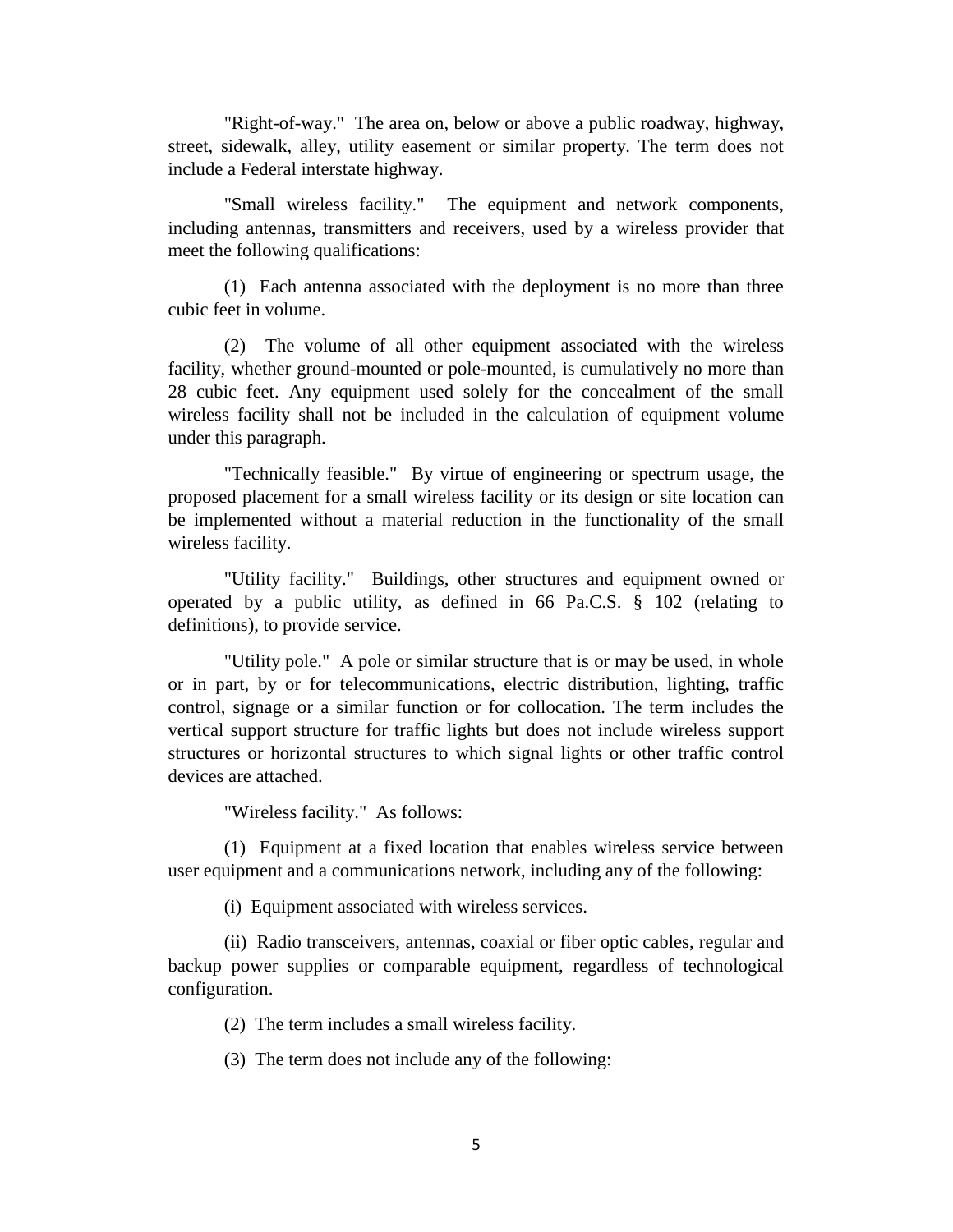"Right-of-way." The area on, below or above a public roadway, highway, street, sidewalk, alley, utility easement or similar property. The term does not include a Federal interstate highway.

"Small wireless facility." The equipment and network components, including antennas, transmitters and receivers, used by a wireless provider that meet the following qualifications:

(1) Each antenna associated with the deployment is no more than three cubic feet in volume.

(2) The volume of all other equipment associated with the wireless facility, whether ground-mounted or pole-mounted, is cumulatively no more than 28 cubic feet. Any equipment used solely for the concealment of the small wireless facility shall not be included in the calculation of equipment volume under this paragraph.

"Technically feasible." By virtue of engineering or spectrum usage, the proposed placement for a small wireless facility or its design or site location can be implemented without a material reduction in the functionality of the small wireless facility.

"Utility facility." Buildings, other structures and equipment owned or operated by a public utility, as defined in 66 Pa.C.S. § 102 (relating to definitions), to provide service.

"Utility pole." A pole or similar structure that is or may be used, in whole or in part, by or for telecommunications, electric distribution, lighting, traffic control, signage or a similar function or for collocation. The term includes the vertical support structure for traffic lights but does not include wireless support structures or horizontal structures to which signal lights or other traffic control devices are attached.

"Wireless facility." As follows:

(1) Equipment at a fixed location that enables wireless service between user equipment and a communications network, including any of the following:

(i) Equipment associated with wireless services.

(ii) Radio transceivers, antennas, coaxial or fiber optic cables, regular and backup power supplies or comparable equipment, regardless of technological configuration.

(2) The term includes a small wireless facility.

(3) The term does not include any of the following: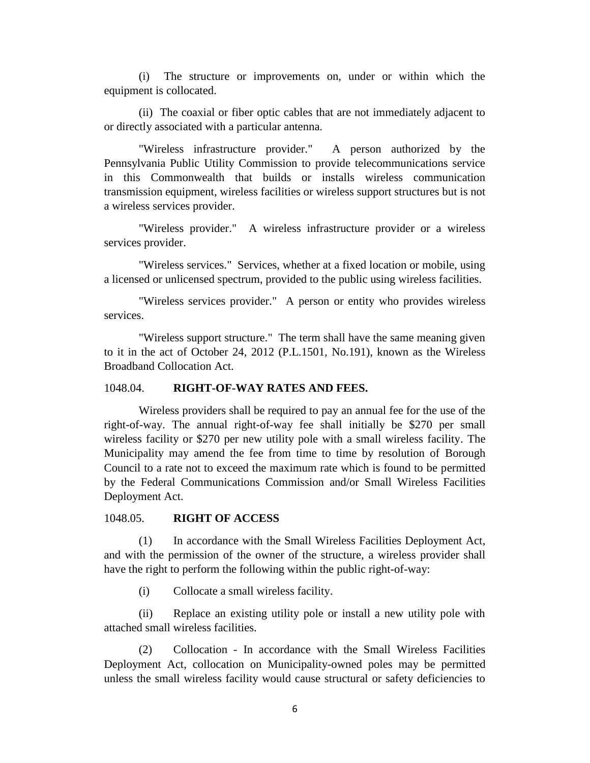(i) The structure or improvements on, under or within which the equipment is collocated.

(ii) The coaxial or fiber optic cables that are not immediately adjacent to or directly associated with a particular antenna.

"Wireless infrastructure provider." A person authorized by the Pennsylvania Public Utility Commission to provide telecommunications service in this Commonwealth that builds or installs wireless communication transmission equipment, wireless facilities or wireless support structures but is not a wireless services provider.

"Wireless provider." A wireless infrastructure provider or a wireless services provider.

"Wireless services." Services, whether at a fixed location or mobile, using a licensed or unlicensed spectrum, provided to the public using wireless facilities.

"Wireless services provider." A person or entity who provides wireless services.

"Wireless support structure." The term shall have the same meaning given to it in the act of October 24, 2012 (P.L.1501, No.191), known as the Wireless Broadband Collocation Act.

1048.04. **RIGHT-OF-WAY RATES AND FEES.**

Wireless providers shall be required to pay an annual fee for the use of the right-of-way. The annual right-of-way fee shall initially be $270 per small wireless facility or $270 per new utility pole with a small wireless facility. The Municipality may amend the fee from time to time by resolution of Borough Council to a rate not to exceed the maximum rate which is found to be permitted by the Federal Communications Commission and/or Small Wireless Facilities Deployment Act.

1048.05. **RIGHT OF ACCESS**

(1) In accordance with the Small Wireless Facilities Deployment Act, and with the permission of the owner of the structure, a wireless provider shall have the right to perform the following within the public right-of-way:

(i) Collocate a small wireless facility.

(ii) Replace an existing utility pole or install a new utility pole with attached small wireless facilities.

(2) Collocation - In accordance with the Small Wireless Facilities Deployment Act, collocation on Municipality-owned poles may be permitted unless the small wireless facility would cause structural or safety deficiencies to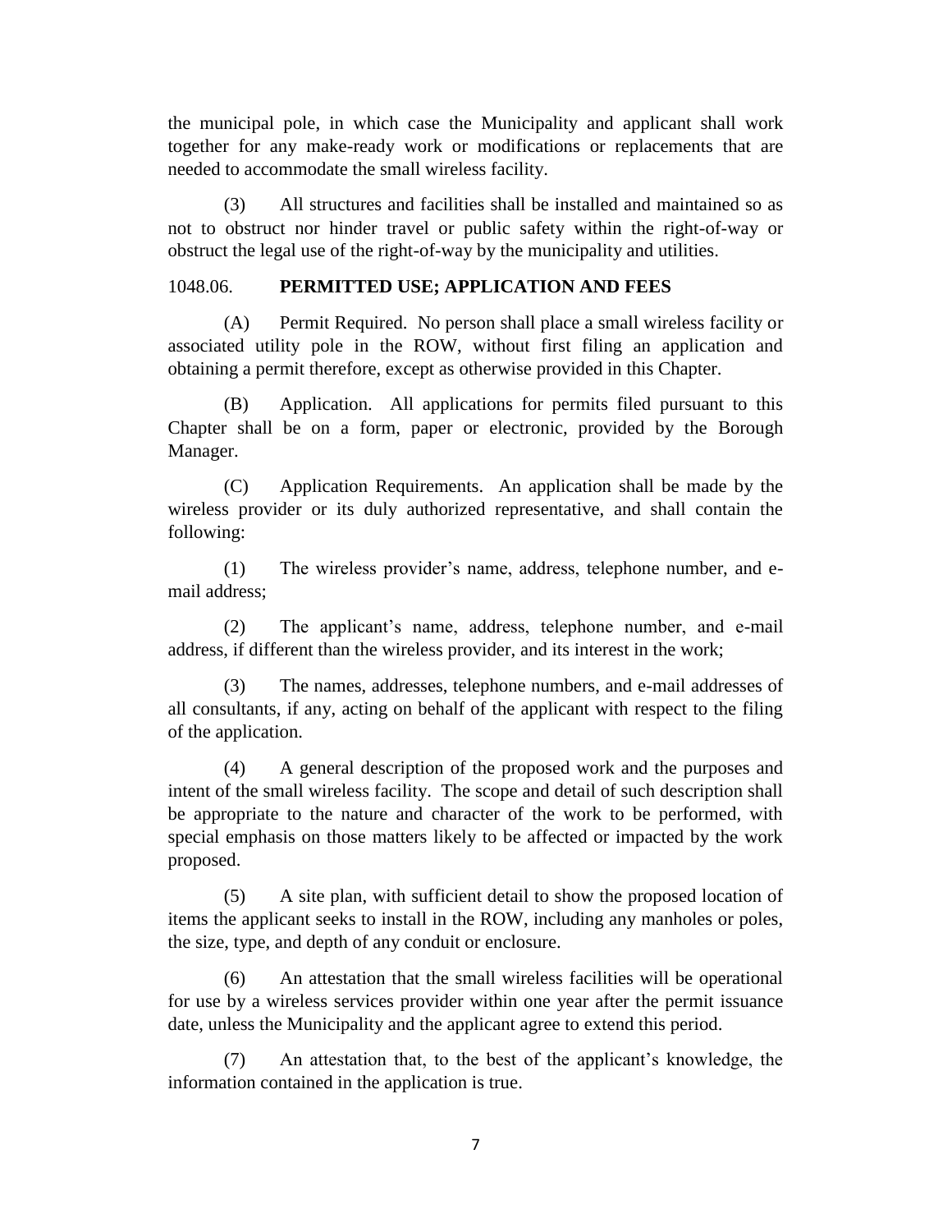the municipal pole, in which case the Municipality and applicant shall work together for any make-ready work or modifications or replacements that are needed to accommodate the small wireless facility.

(3) All structures and facilities shall be installed and maintained so as not to obstruct nor hinder travel or public safety within the right-of-way or obstruct the legal use of the right-of-way by the municipality and utilities.

1048.06. **PERMITTED USE; APPLICATION AND FEES**

(A) Permit Required. No person shall place a small wireless facility or associated utility pole in the ROW, without first filing an application and obtaining a permit therefore, except as otherwise provided in this Chapter.

(B) Application. All applications for permits filed pursuant to this Chapter shall be on a form, paper or electronic, provided by the Borough Manager.

(C) Application Requirements. An application shall be made by the wireless provider or its duly authorized representative, and shall contain the following:

(1) The wireless provider's name, address, telephone number, and e-mail address;

(2) The applicant's name, address, telephone number, and e-mail address, if different than the wireless provider, and its interest in the work;

(3) The names, addresses, telephone numbers, and e-mail addresses of all consultants, if any, acting on behalf of the applicant with respect to the filing of the application.

(4) A general description of the proposed work and the purposes and intent of the small wireless facility. The scope and detail of such description shall be appropriate to the nature and character of the work to be performed, with special emphasis on those matters likely to be affected or impacted by the work proposed.

(5) A site plan, with sufficient detail to show the proposed location of items the applicant seeks to install in the ROW, including any manholes or poles, the size, type, and depth of any conduit or enclosure.

(6) An attestation that the small wireless facilities will be operational for use by a wireless services provider within one year after the permit issuance date, unless the Municipality and the applicant agree to extend this period.

(7) An attestation that, to the best of the applicant's knowledge, the information contained in the application is true.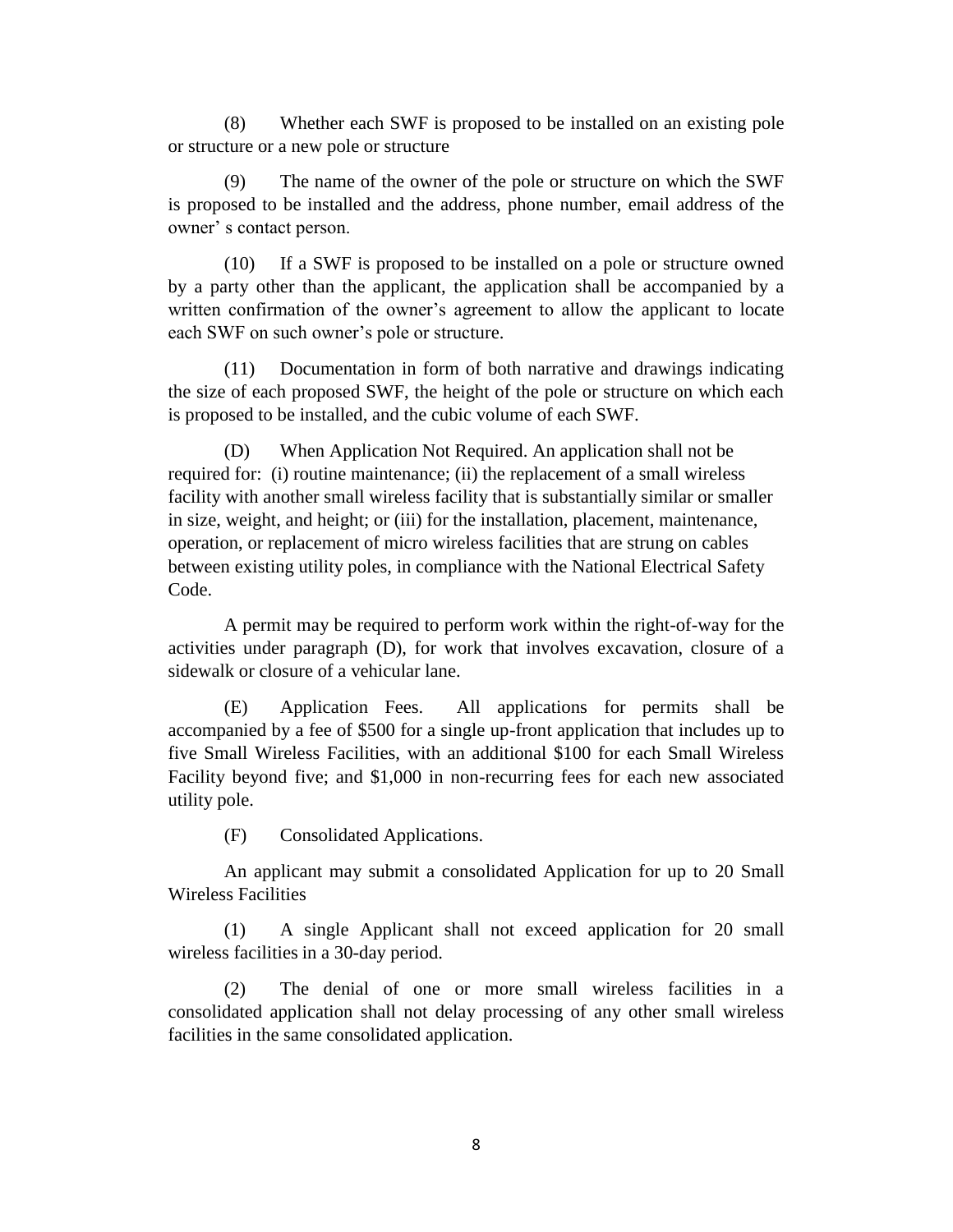(8) Whether each SWF is proposed to be installed on an existing pole or structure or a new pole or structure

(9) The name of the owner of the pole or structure on which the SWF is proposed to be installed and the address, phone number, email address of the owner' s contact person.

(10) If a SWF is proposed to be installed on a pole or structure owned by a party other than the applicant, the application shall be accompanied by a written confirmation of the owner's agreement to allow the applicant to locate each SWF on such owner's pole or structure.

(11) Documentation in form of both narrative and drawings indicating the size of each proposed SWF, the height of the pole or structure on which each is proposed to be installed, and the cubic volume of each SWF.

(D) When Application Not Required. An application shall not be required for: (i) routine maintenance; (ii) the replacement of a small wireless facility with another small wireless facility that is substantially similar or smaller in size, weight, and height; or (iii) for the installation, placement, maintenance, operation, or replacement of micro wireless facilities that are strung on cables between existing utility poles, in compliance with the National Electrical Safety Code.

A permit may be required to perform work within the right-of-way for the activities under paragraph (D), for work that involves excavation, closure of a sidewalk or closure of a vehicular lane.

(E) Application Fees. All applications for permits shall be accompanied by a fee of $500 for a single up-front application that includes up to five Small Wireless Facilities, with an additional $100 for each Small Wireless Facility beyond five; and $1,000 in non-recurring fees for each new associated utility pole.

(F) Consolidated Applications.

An applicant may submit a consolidated Application for up to 20 Small Wireless Facilities

(1) A single Applicant shall not exceed application for 20 small wireless facilities in a 30-day period.

(2) The denial of one or more small wireless facilities in a consolidated application shall not delay processing of any other small wireless facilities in the same consolidated application.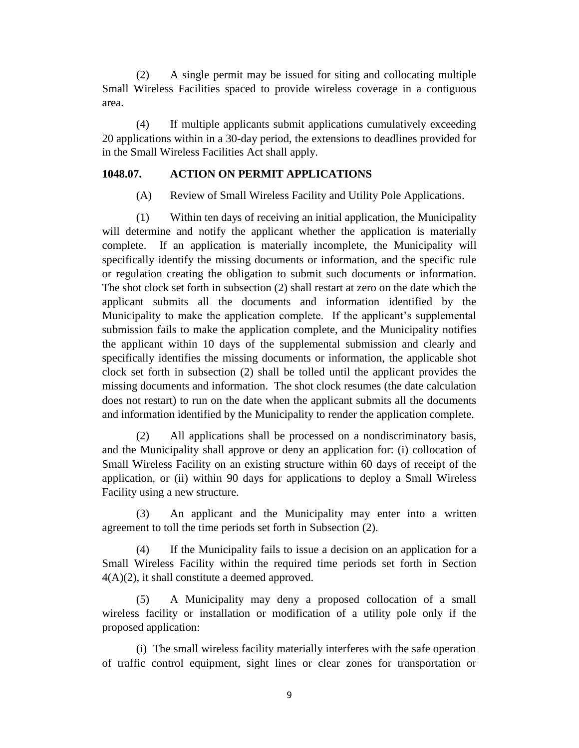(2) A single permit may be issued for siting and collocating multiple Small Wireless Facilities spaced to provide wireless coverage in a contiguous area.

(4) If multiple applicants submit applications cumulatively exceeding 20 applications within in a 30-day period, the extensions to deadlines provided for in the Small Wireless Facilities Act shall apply.

### 1048.07. ACTION ON PERMIT APPLICATIONS

(A) Review of Small Wireless Facility and Utility Pole Applications.

(1) Within ten days of receiving an initial application, the Municipality will determine and notify the applicant whether the application is materially complete. If an application is materially incomplete, the Municipality will specifically identify the missing documents or information, and the specific rule or regulation creating the obligation to submit such documents or information. The shot clock set forth in subsection (2) shall restart at zero on the date which the applicant submits all the documents and information identified by the Municipality to make the application complete. If the applicant's supplemental submission fails to make the application complete, and the Municipality notifies the applicant within 10 days of the supplemental submission and clearly and specifically identifies the missing documents or information, the applicable shot clock set forth in subsection (2) shall be tolled until the applicant provides the missing documents and information. The shot clock resumes (the date calculation does not restart) to run on the date when the applicant submits all the documents and information identified by the Municipality to render the application complete.

(2) All applications shall be processed on a nondiscriminatory basis, and the Municipality shall approve or deny an application for: (i) collocation of Small Wireless Facility on an existing structure within 60 days of receipt of the application, or (ii) within 90 days for applications to deploy a Small Wireless Facility using a new structure.

(3) An applicant and the Municipality may enter into a written agreement to toll the time periods set forth in Subsection (2).

(4) If the Municipality fails to issue a decision on an application for a Small Wireless Facility within the required time periods set forth in Section 4(A)(2), it shall constitute a deemed approved.

(5) A Municipality may deny a proposed collocation of a small wireless facility or installation or modification of a utility pole only if the proposed application:

(i) The small wireless facility materially interferes with the safe operation of traffic control equipment, sight lines or clear zones for transportation or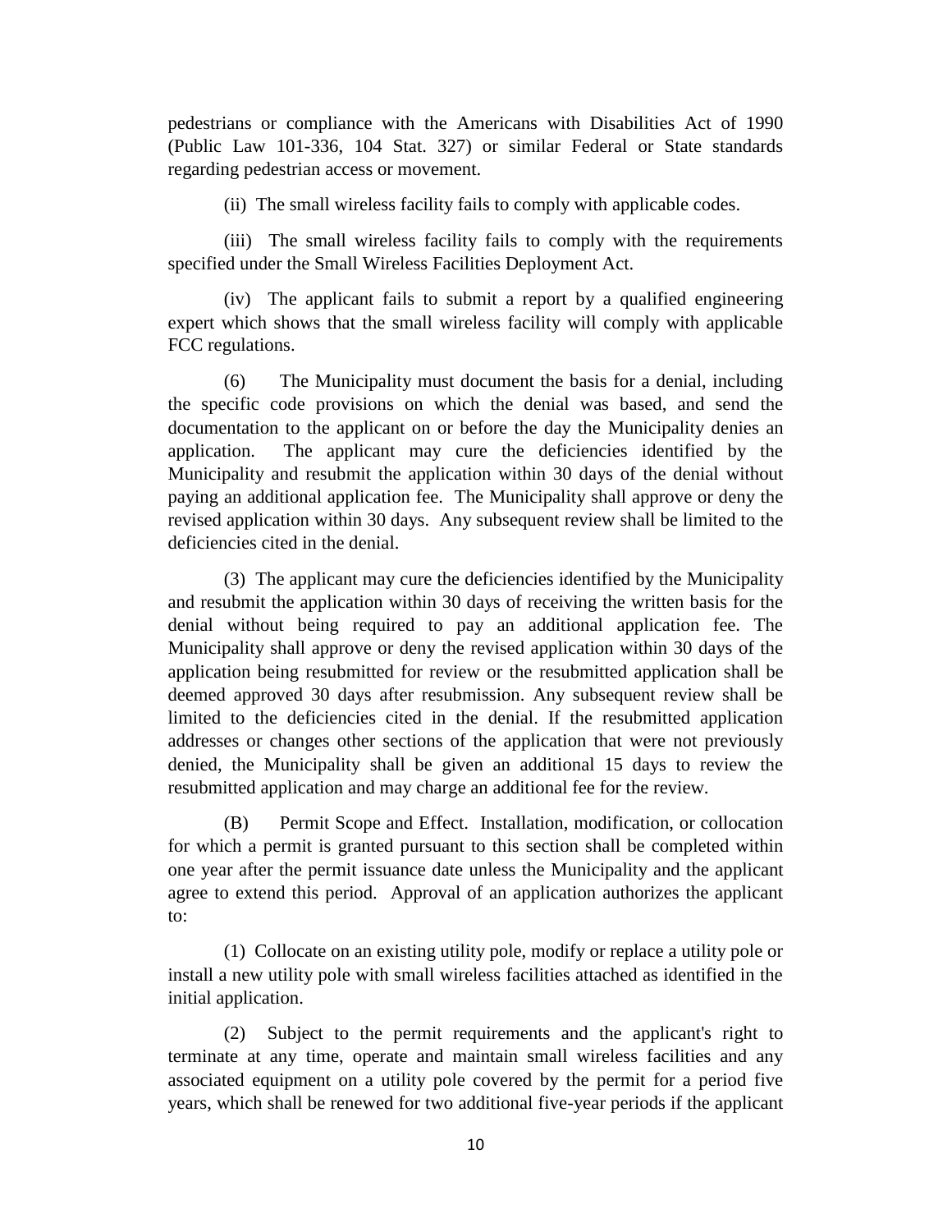pedestrians or compliance with the Americans with Disabilities Act of 1990 (Public Law 101-336, 104 Stat. 327) or similar Federal or State standards regarding pedestrian access or movement.

(ii) The small wireless facility fails to comply with applicable codes.

(iii) The small wireless facility fails to comply with the requirements specified under the Small Wireless Facilities Deployment Act.

(iv) The applicant fails to submit a report by a qualified engineering expert which shows that the small wireless facility will comply with applicable FCC regulations.

(6) The Municipality must document the basis for a denial, including the specific code provisions on which the denial was based, and send the documentation to the applicant on or before the day the Municipality denies an application. The applicant may cure the deficiencies identified by the Municipality and resubmit the application within 30 days of the denial without paying an additional application fee. The Municipality shall approve or deny the revised application within 30 days. Any subsequent review shall be limited to the deficiencies cited in the denial.

(3) The applicant may cure the deficiencies identified by the Municipality and resubmit the application within 30 days of receiving the written basis for the denial without being required to pay an additional application fee. The Municipality shall approve or deny the revised application within 30 days of the application being resubmitted for review or the resubmitted application shall be deemed approved 30 days after resubmission. Any subsequent review shall be limited to the deficiencies cited in the denial. If the resubmitted application addresses or changes other sections of the application that were not previously denied, the Municipality shall be given an additional 15 days to review the resubmitted application and may charge an additional fee for the review.

(B) Permit Scope and Effect. Installation, modification, or collocation for which a permit is granted pursuant to this section shall be completed within one year after the permit issuance date unless the Municipality and the applicant agree to extend this period. Approval of an application authorizes the applicant to:

(1) Collocate on an existing utility pole, modify or replace a utility pole or install a new utility pole with small wireless facilities attached as identified in the initial application.

(2) Subject to the permit requirements and the applicant's right to terminate at any time, operate and maintain small wireless facilities and any associated equipment on a utility pole covered by the permit for a period five years, which shall be renewed for two additional five-year periods if the applicant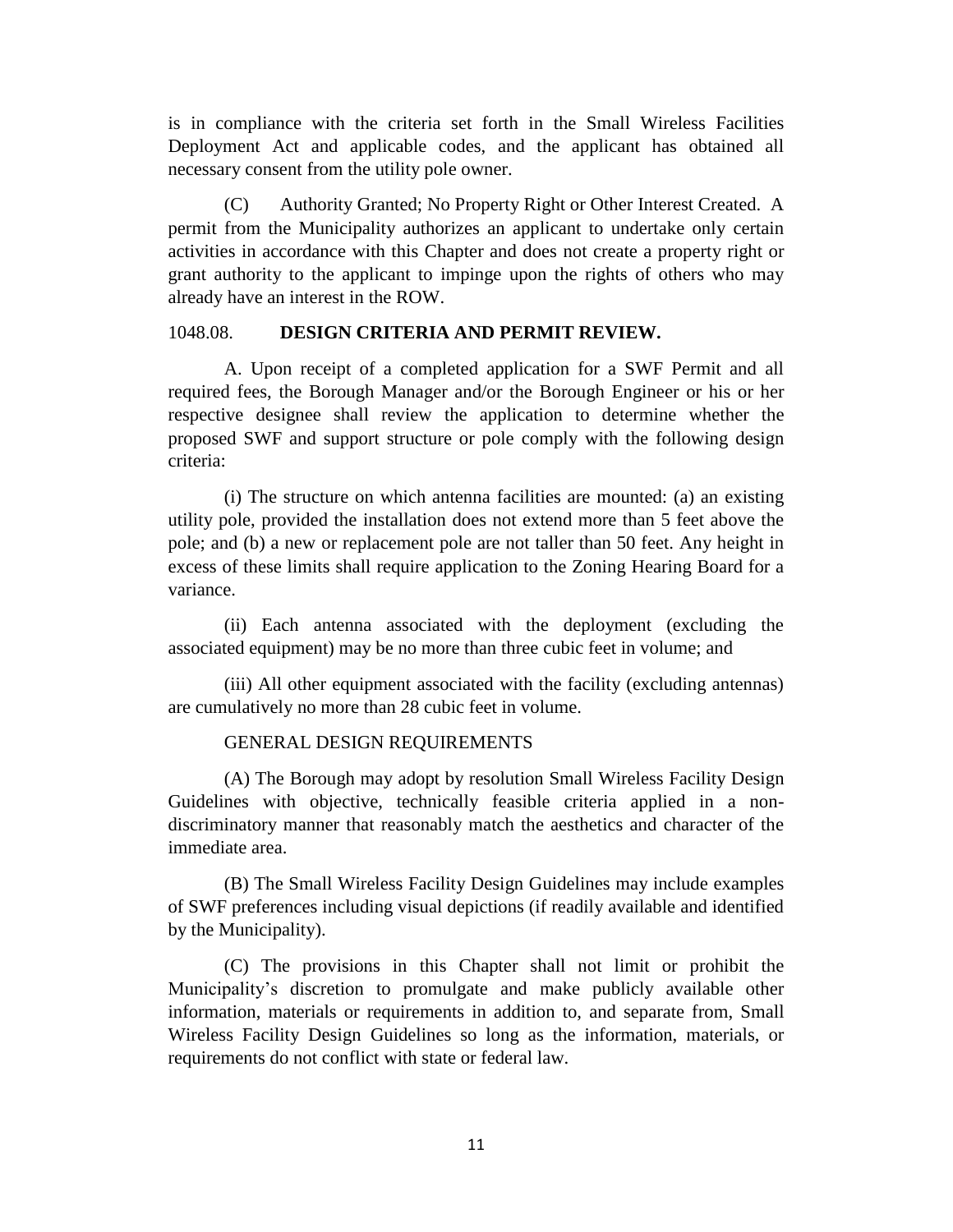is in compliance with the criteria set forth in the Small Wireless Facilities Deployment Act and applicable codes, and the applicant has obtained all necessary consent from the utility pole owner.

(C) Authority Granted; No Property Right or Other Interest Created. A permit from the Municipality authorizes an applicant to undertake only certain activities in accordance with this Chapter and does not create a property right or grant authority to the applicant to impinge upon the rights of others who may already have an interest in the ROW.

1048.08. **DESIGN CRITERIA AND PERMIT REVIEW.**

A. Upon receipt of a completed application for a SWF Permit and all required fees, the Borough Manager and/or the Borough Engineer or his or her respective designee shall review the application to determine whether the proposed SWF and support structure or pole comply with the following design criteria:

(i) The structure on which antenna facilities are mounted: (a) an existing utility pole, provided the installation does not extend more than 5 feet above the pole; and (b) a new or replacement pole are not taller than 50 feet. Any height in excess of these limits shall require application to the Zoning Hearing Board for a variance.

(ii) Each antenna associated with the deployment (excluding the associated equipment) may be no more than three cubic feet in volume; and

(iii) All other equipment associated with the facility (excluding antennas) are cumulatively no more than 28 cubic feet in volume.

GENERAL DESIGN REQUIREMENTS

(A) The Borough may adopt by resolution Small Wireless Facility Design Guidelines with objective, technically feasible criteria applied in a non-discriminatory manner that reasonably match the aesthetics and character of the immediate area.

(B) The Small Wireless Facility Design Guidelines may include examples of SWF preferences including visual depictions (if readily available and identified by the Municipality).

(C) The provisions in this Chapter shall not limit or prohibit the Municipality's discretion to promulgate and make publicly available other information, materials or requirements in addition to, and separate from, Small Wireless Facility Design Guidelines so long as the information, materials, or requirements do not conflict with state or federal law.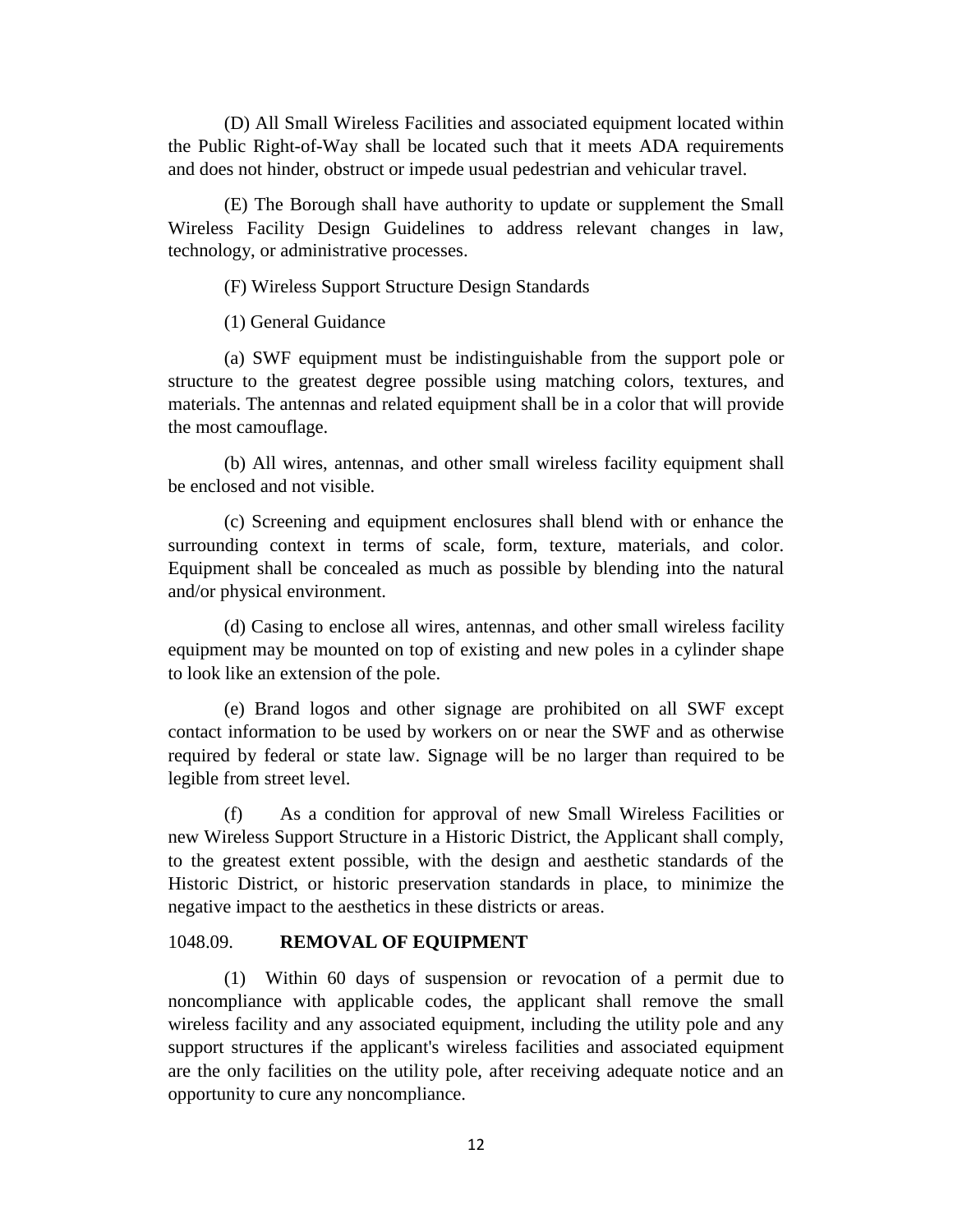(D) All Small Wireless Facilities and associated equipment located within the Public Right-of-Way shall be located such that it meets ADA requirements and does not hinder, obstruct or impede usual pedestrian and vehicular travel.

(E) The Borough shall have authority to update or supplement the Small Wireless Facility Design Guidelines to address relevant changes in law, technology, or administrative processes.

(F) Wireless Support Structure Design Standards

(1) General Guidance

(a) SWF equipment must be indistinguishable from the support pole or structure to the greatest degree possible using matching colors, textures, and materials. The antennas and related equipment shall be in a color that will provide the most camouflage.

(b) All wires, antennas, and other small wireless facility equipment shall be enclosed and not visible.

(c) Screening and equipment enclosures shall blend with or enhance the surrounding context in terms of scale, form, texture, materials, and color. Equipment shall be concealed as much as possible by blending into the natural and/or physical environment.

(d) Casing to enclose all wires, antennas, and other small wireless facility equipment may be mounted on top of existing and new poles in a cylinder shape to look like an extension of the pole.

(e) Brand logos and other signage are prohibited on all SWF except contact information to be used by workers on or near the SWF and as otherwise required by federal or state law. Signage will be no larger than required to be legible from street level.

(f) As a condition for approval of new Small Wireless Facilities or new Wireless Support Structure in a Historic District, the Applicant shall comply, to the greatest extent possible, with the design and aesthetic standards of the Historic District, or historic preservation standards in place, to minimize the negative impact to the aesthetics in these districts or areas.

1048.09. **REMOVAL OF EQUIPMENT**

(1) Within 60 days of suspension or revocation of a permit due to noncompliance with applicable codes, the applicant shall remove the small wireless facility and any associated equipment, including the utility pole and any support structures if the applicant's wireless facilities and associated equipment are the only facilities on the utility pole, after receiving adequate notice and an opportunity to cure any noncompliance.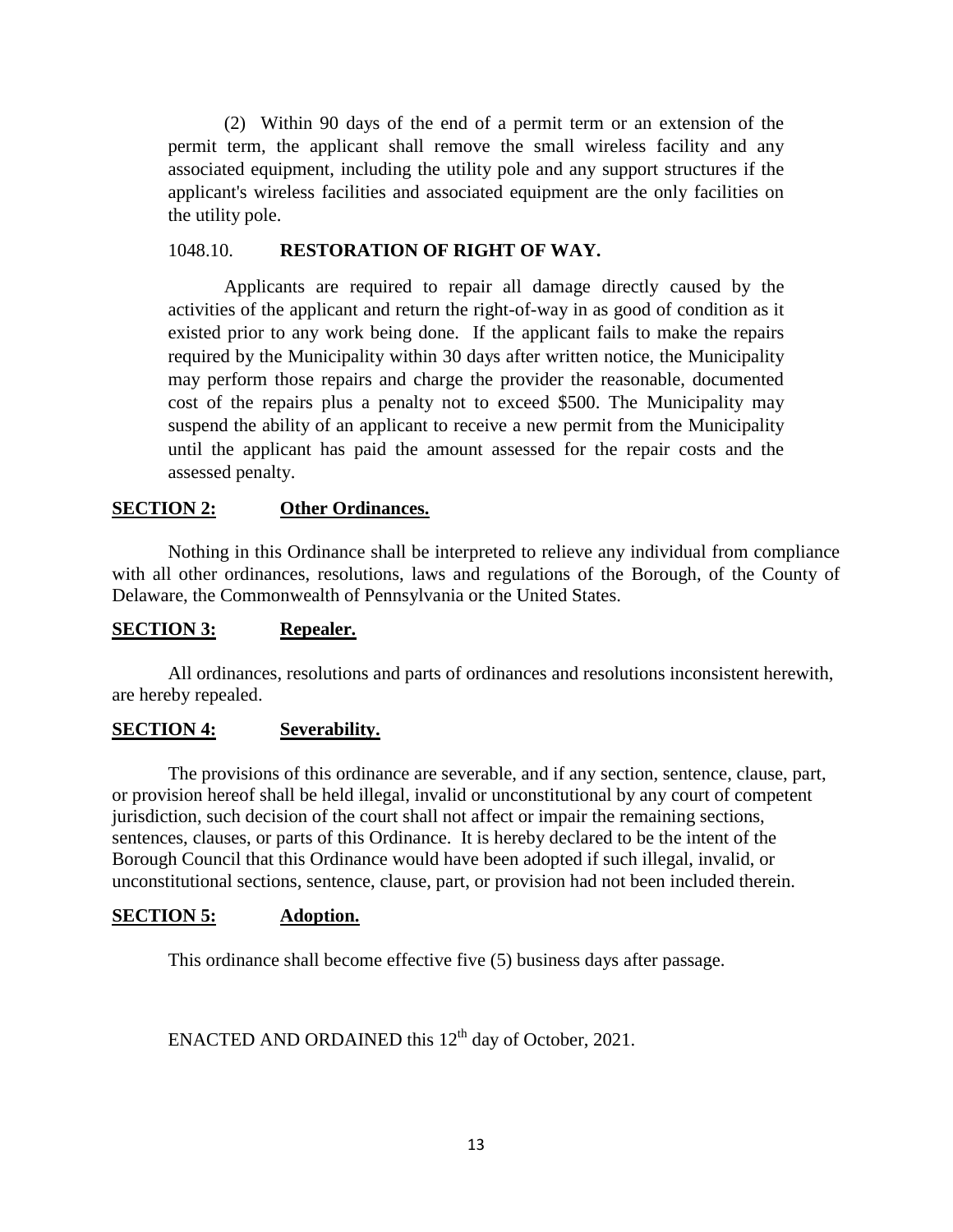(2) Within 90 days of the end of a permit term or an extension of the permit term, the applicant shall remove the small wireless facility and any associated equipment, including the utility pole and any support structures if the applicant's wireless facilities and associated equipment are the only facilities on the utility pole.

1048.10. **RESTORATION OF RIGHT OF WAY.**

Applicants are required to repair all damage directly caused by the activities of the applicant and return the right-of-way in as good of condition as it existed prior to any work being done. If the applicant fails to make the repairs required by the Municipality within 30 days after written notice, the Municipality may perform those repairs and charge the provider the reasonable, documented cost of the repairs plus a penalty not to exceed $500. The Municipality may suspend the ability of an applicant to receive a new permit from the Municipality until the applicant has paid the amount assessed for the repair costs and the assessed penalty.

**SECTION 2: Other Ordinances.**

Nothing in this Ordinance shall be interpreted to relieve any individual from compliance with all other ordinances, resolutions, laws and regulations of the Borough, of the County of Delaware, the Commonwealth of Pennsylvania or the United States.

**SECTION 3: Repealer.**

All ordinances, resolutions and parts of ordinances and resolutions inconsistent herewith, are hereby repealed.

**SECTION 4: Severability.**

The provisions of this ordinance are severable, and if any section, sentence, clause, part, or provision hereof shall be held illegal, invalid or unconstitutional by any court of competent jurisdiction, such decision of the court shall not affect or impair the remaining sections, sentences, clauses, or parts of this Ordinance. It is hereby declared to be the intent of the Borough Council that this Ordinance would have been adopted if such illegal, invalid, or unconstitutional sections, sentence, clause, part, or provision had not been included therein.

**SECTION 5: Adoption.**

This ordinance shall become effective five (5) business days after passage.

ENACTED AND ORDAINED this 12th day of October, 2021.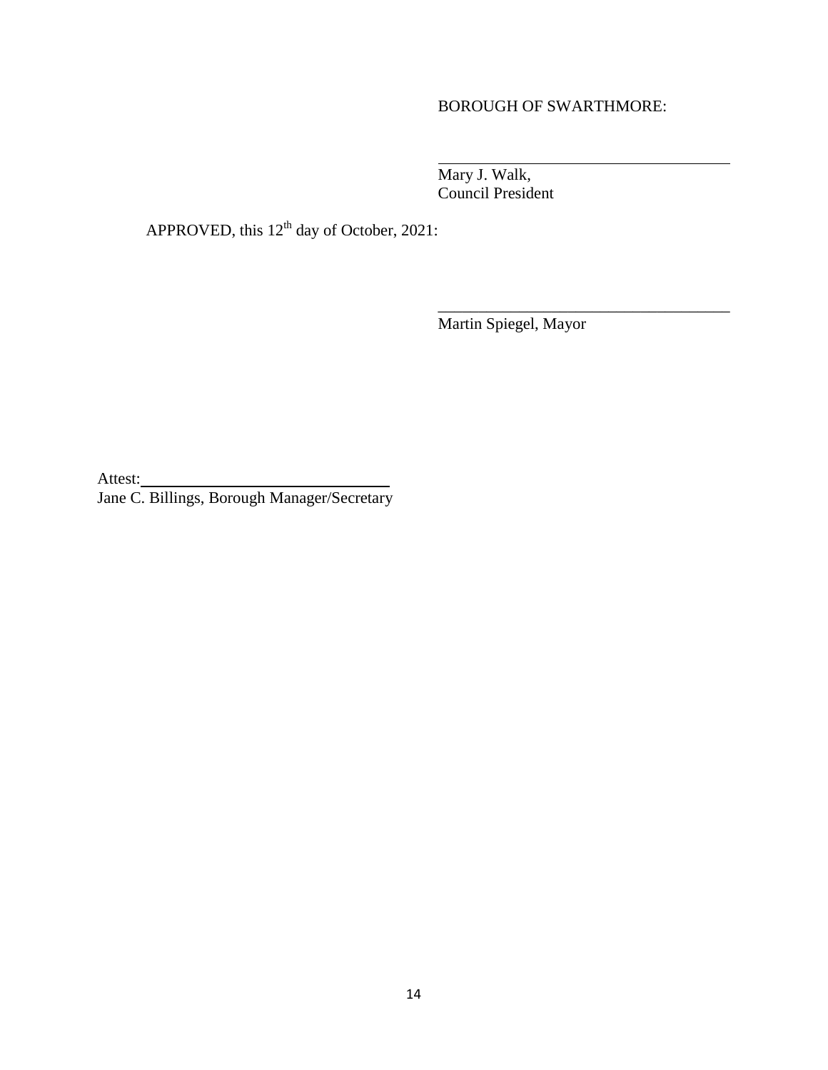BOROUGH OF SWARTHMORE:

\_\_\_\_\_\_\_\_\_\_\_\_\_\_\_\_\_\_\_\_\_\_\_\_\_\_\_\_\_\_\_\_\_\_\_\_

Mary J. Walk,
Council President

APPROVED, this 12th day of October, 2021:

\_\_\_\_\_\_\_\_\_\_\_\_\_\_\_\_\_\_\_\_\_\_\_\_\_\_\_\_\_\_\_\_\_\_\_\_

Martin Spiegel, Mayor

Attest:\_\_\_\_\_\_\_\_\_\_\_\_\_\_\_\_\_\_\_\_\_\_\_\_\_\_\_\_\_\_

Jane C. Billings, Borough Manager/Secretary